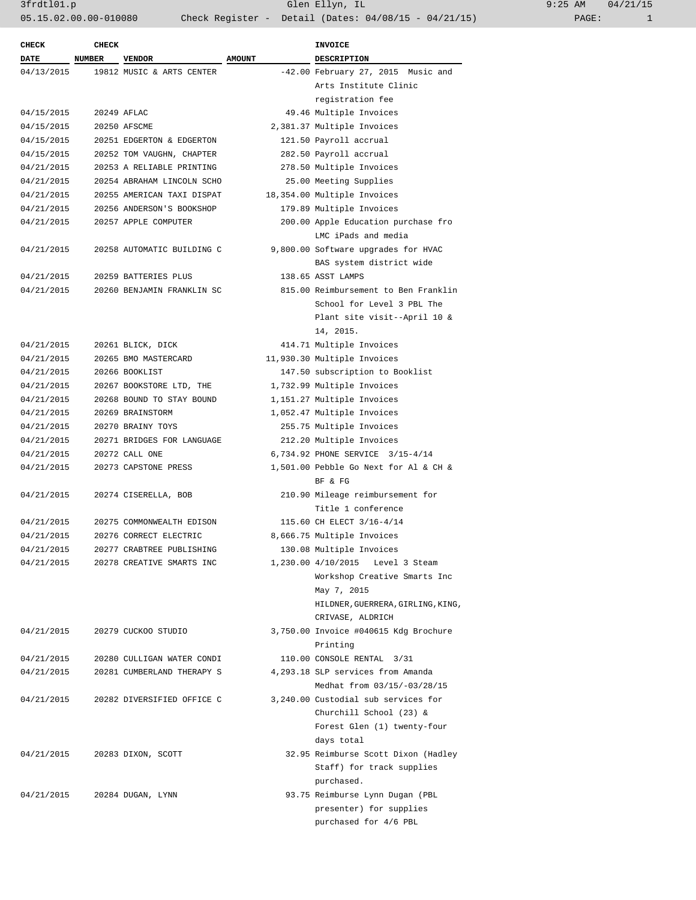| CHECK DATE | CHECK NUMBER | VENDOR | AMOUNT | INVOICE DESCRIPTION |
|---|---|---|---|---|
| 04/13/2015 | 19812 | MUSIC & ARTS CENTER | -42.00 | February 27, 2015 Music and Arts Institute Clinic registration fee |
| 04/15/2015 | 20249 | AFLAC | 49.46 | Multiple Invoices |
| 04/15/2015 | 20250 | AFSCME | 2,381.37 | Multiple Invoices |
| 04/15/2015 | 20251 | EDGERTON & EDGERTON | 121.50 | Payroll accrual |
| 04/15/2015 | 20252 | TOM VAUGHN, CHAPTER | 282.50 | Payroll accrual |
| 04/21/2015 | 20253 | A RELIABLE PRINTING | 278.50 | Multiple Invoices |
| 04/21/2015 | 20254 | ABRAHAM LINCOLN SCHO | 25.00 | Meeting Supplies |
| 04/21/2015 | 20255 | AMERICAN TAXI DISPAT | 18,354.00 | Multiple Invoices |
| 04/21/2015 | 20256 | ANDERSON'S BOOKSHOP | 179.89 | Multiple Invoices |
| 04/21/2015 | 20257 | APPLE COMPUTER | 200.00 | Apple Education purchase fro LMC iPads and media |
| 04/21/2015 | 20258 | AUTOMATIC BUILDING C | 9,800.00 | Software upgrades for HVAC BAS system district wide |
| 04/21/2015 | 20259 | BATTERIES PLUS | 138.65 | ASST LAMPS |
| 04/21/2015 | 20260 | BENJAMIN FRANKLIN SC | 815.00 | Reimbursement to Ben Franklin School for Level 3 PBL The Plant site visit--April 10 & 14, 2015. |
| 04/21/2015 | 20261 | BLICK, DICK | 414.71 | Multiple Invoices |
| 04/21/2015 | 20265 | BMO MASTERCARD | 11,930.30 | Multiple Invoices |
| 04/21/2015 | 20266 | BOOKLIST | 147.50 | subscription to Booklist |
| 04/21/2015 | 20267 | BOOKSTORE LTD, THE | 1,732.99 | Multiple Invoices |
| 04/21/2015 | 20268 | BOUND TO STAY BOUND | 1,151.27 | Multiple Invoices |
| 04/21/2015 | 20269 | BRAINSTORM | 1,052.47 | Multiple Invoices |
| 04/21/2015 | 20270 | BRAINY TOYS | 255.75 | Multiple Invoices |
| 04/21/2015 | 20271 | BRIDGES FOR LANGUAGE | 212.20 | Multiple Invoices |
| 04/21/2015 | 20272 | CALL ONE | 6,734.92 | PHONE SERVICE 3/15-4/14 |
| 04/21/2015 | 20273 | CAPSTONE PRESS | 1,501.00 | Pebble Go Next for Al & CH & BF & FG |
| 04/21/2015 | 20274 | CISERELLA, BOB | 210.90 | Mileage reimbursement for Title 1 conference |
| 04/21/2015 | 20275 | COMMONWEALTH EDISON | 115.60 | CH ELECT 3/16-4/14 |
| 04/21/2015 | 20276 | CORRECT ELECTRIC | 8,666.75 | Multiple Invoices |
| 04/21/2015 | 20277 | CRABTREE PUBLISHING | 130.08 | Multiple Invoices |
| 04/21/2015 | 20278 | CREATIVE SMARTS INC | 1,230.00 | 4/10/2015 Level 3 Steam Workshop Creative Smarts Inc May 7, 2015 HILDNER,GUERRERA,GIRLING,KING, CRIVASE, ALDRICH |
| 04/21/2015 | 20279 | CUCKOO STUDIO | 3,750.00 | Invoice #040615 Kdg Brochure Printing |
| 04/21/2015 | 20280 | CULLIGAN WATER CONDI | 110.00 | CONSOLE RENTAL 3/31 |
| 04/21/2015 | 20281 | CUMBERLAND THERAPY S | 4,293.18 | SLP services from Amanda Medhat from 03/15/-03/28/15 |
| 04/21/2015 | 20282 | DIVERSIFIED OFFICE C | 3,240.00 | Custodial sub services for Churchill School (23) & Forest Glen (1) twenty-four days total |
| 04/21/2015 | 20283 | DIXON, SCOTT | 32.95 | Reimburse Scott Dixon (Hadley Staff) for track supplies purchased. |
| 04/21/2015 | 20284 | DUGAN, LYNN | 93.75 | Reimburse Lynn Dugan (PBL presenter) for supplies purchased for 4/6 PBL |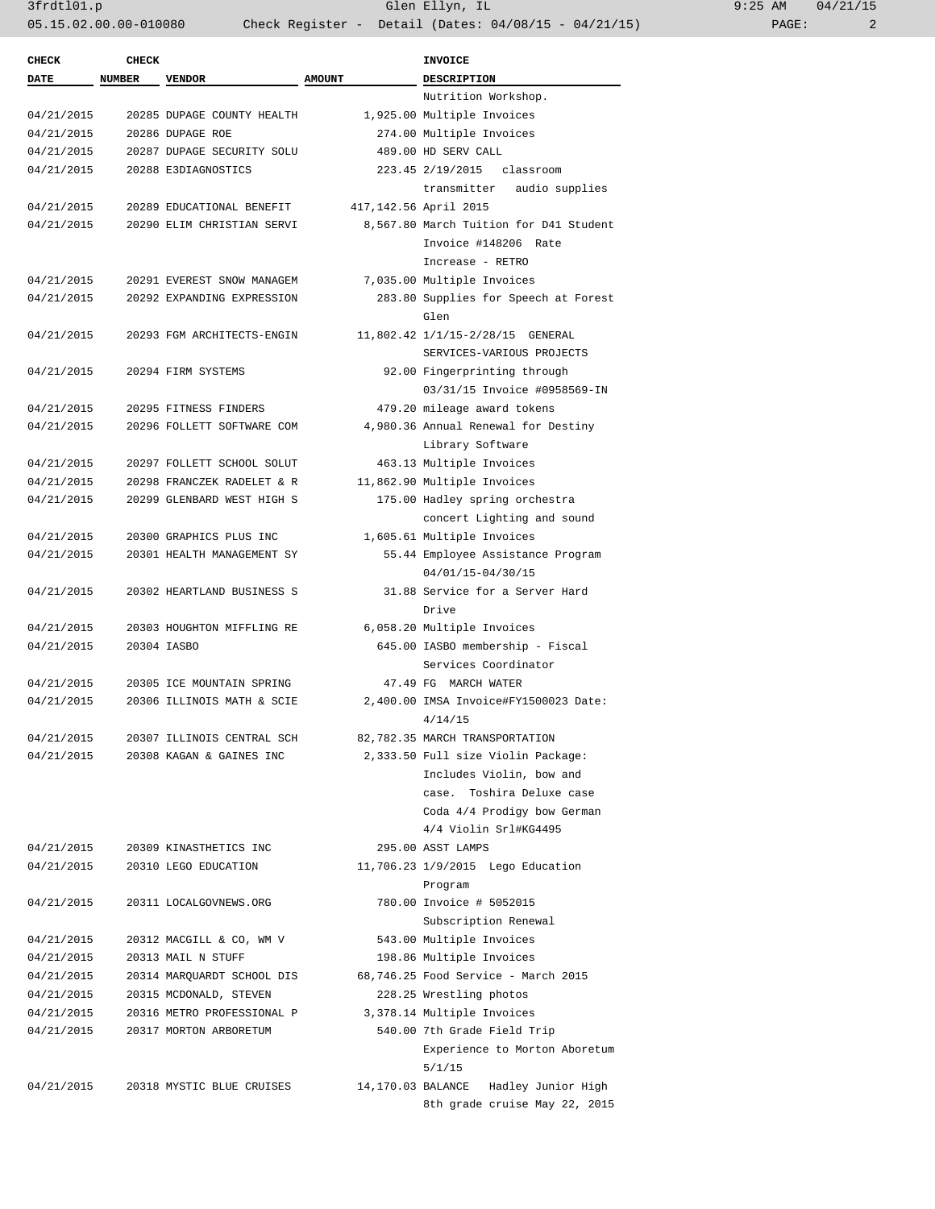| CHECK DATE | CHECK NUMBER | VENDOR | AMOUNT | INVOICE DESCRIPTION |
|---|---|---|---|---|
| | | | | Nutrition Workshop. |
| 04/21/2015 | 20285 | DUPAGE COUNTY HEALTH | 1,925.00 | Multiple Invoices |
| 04/21/2015 | 20286 | DUPAGE ROE | 274.00 | Multiple Invoices |
| 04/21/2015 | 20287 | DUPAGE SECURITY SOLU | 489.00 | HD SERV CALL |
| 04/21/2015 | 20288 | E3DIAGNOSTICS | 223.45 | 2/19/2015 classroom transmitter audio supplies |
| 04/21/2015 | 20289 | EDUCATIONAL BENEFIT | 417,142.56 | April 2015 |
| 04/21/2015 | 20290 | ELIM CHRISTIAN SERVI | 8,567.80 | March Tuition for D41 Student Invoice #148206 Rate Increase - RETRO |
| 04/21/2015 | 20291 | EVEREST SNOW MANAGEM | 7,035.00 | Multiple Invoices |
| 04/21/2015 | 20292 | EXPANDING EXPRESSION | 283.80 | Supplies for Speech at Forest Glen |
| 04/21/2015 | 20293 | FGM ARCHITECTS-ENGIN | 11,802.42 | 1/1/15-2/28/15 GENERAL SERVICES-VARIOUS PROJECTS |
| 04/21/2015 | 20294 | FIRM SYSTEMS | 92.00 | Fingerprinting through 03/31/15 Invoice #0958569-IN |
| 04/21/2015 | 20295 | FITNESS FINDERS | 479.20 | mileage award tokens |
| 04/21/2015 | 20296 | FOLLETT SOFTWARE COM | 4,980.36 | Annual Renewal for Destiny Library Software |
| 04/21/2015 | 20297 | FOLLETT SCHOOL SOLUT | 463.13 | Multiple Invoices |
| 04/21/2015 | 20298 | FRANCZEK RADELET & R | 11,862.90 | Multiple Invoices |
| 04/21/2015 | 20299 | GLENBARD WEST HIGH S | 175.00 | Hadley spring orchestra concert Lighting and sound |
| 04/21/2015 | 20300 | GRAPHICS PLUS INC | 1,605.61 | Multiple Invoices |
| 04/21/2015 | 20301 | HEALTH MANAGEMENT SY | 55.44 | Employee Assistance Program 04/01/15-04/30/15 |
| 04/21/2015 | 20302 | HEARTLAND BUSINESS S | 31.88 | Service for a Server Hard Drive |
| 04/21/2015 | 20303 | HOUGHTON MIFFLING RE | 6,058.20 | Multiple Invoices |
| 04/21/2015 | 20304 | IASBO | 645.00 | IASBO membership - Fiscal Services Coordinator |
| 04/21/2015 | 20305 | ICE MOUNTAIN SPRING | 47.49 | FG MARCH WATER |
| 04/21/2015 | 20306 | ILLINOIS MATH & SCIE | 2,400.00 | IMSA Invoice#FY1500023 Date: 4/14/15 |
| 04/21/2015 | 20307 | ILLINOIS CENTRAL SCH | 82,782.35 | MARCH TRANSPORTATION |
| 04/21/2015 | 20308 | KAGAN & GAINES INC | 2,333.50 | Full size Violin Package: Includes Violin, bow and case. Toshira Deluxe case Coda 4/4 Prodigy bow German 4/4 Violin Srl#KG4495 |
| 04/21/2015 | 20309 | KINASTHETICS INC | 295.00 | ASST LAMPS |
| 04/21/2015 | 20310 | LEGO EDUCATION | 11,706.23 | 1/9/2015 Lego Education Program |
| 04/21/2015 | 20311 | LOCALGOVNEWS.ORG | 780.00 | Invoice # 5052015 Subscription Renewal |
| 04/21/2015 | 20312 | MACGILL & CO, WM V | 543.00 | Multiple Invoices |
| 04/21/2015 | 20313 | MAIL N STUFF | 198.86 | Multiple Invoices |
| 04/21/2015 | 20314 | MARQUARDT SCHOOL DIS | 68,746.25 | Food Service - March 2015 |
| 04/21/2015 | 20315 | MCDONALD, STEVEN | 228.25 | Wrestling photos |
| 04/21/2015 | 20316 | METRO PROFESSIONAL P | 3,378.14 | Multiple Invoices |
| 04/21/2015 | 20317 | MORTON ARBORETUM | 540.00 | 7th Grade Field Trip Experience to Morton Aboretum 5/1/15 |
| 04/21/2015 | 20318 | MYSTIC BLUE CRUISES | 14,170.03 | BALANCE Hadley Junior High 8th grade cruise May 22, 2015 |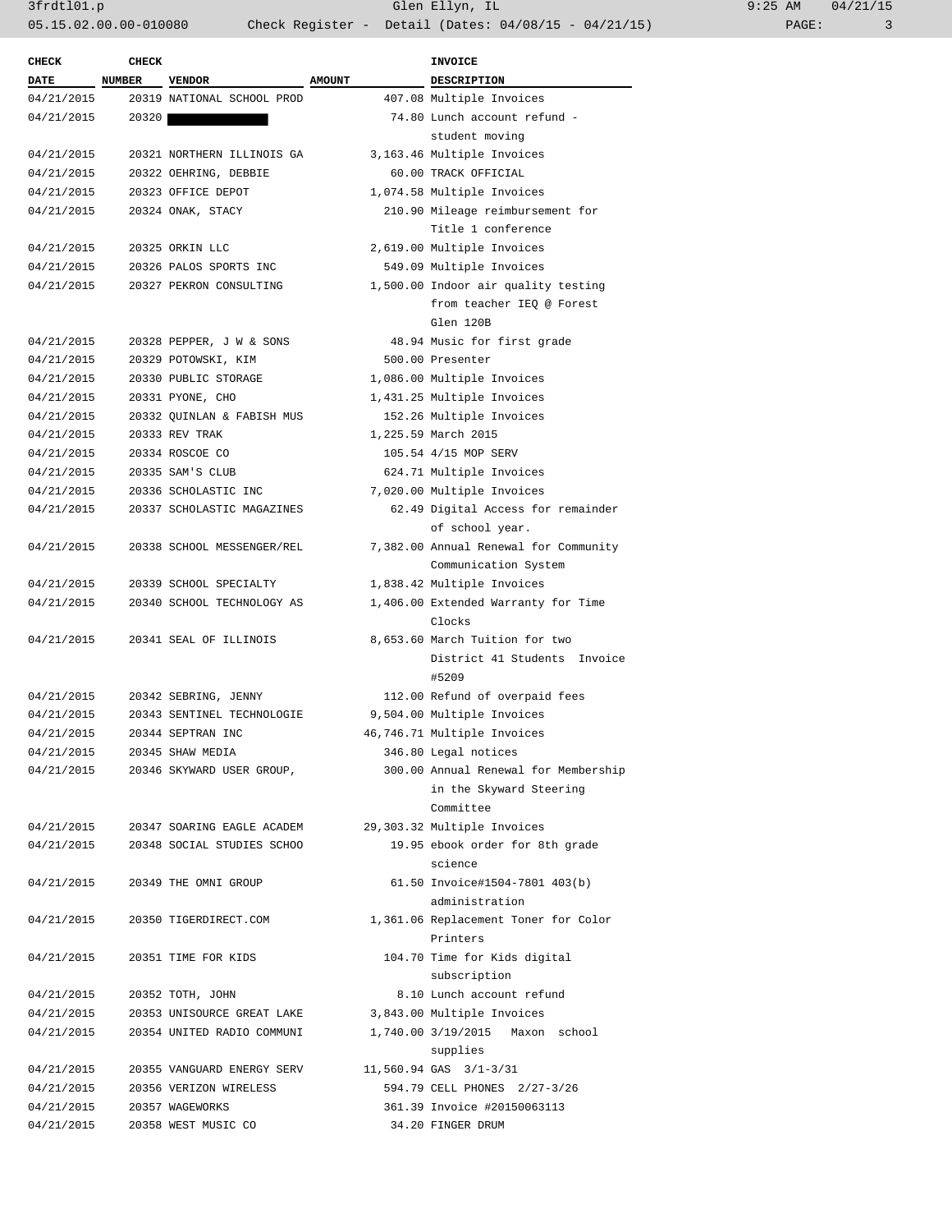| CHECK DATE | CHECK NUMBER | VENDOR | AMOUNT | INVOICE DESCRIPTION |
|---|---|---|---|---|
| 04/21/2015 | 20319 | NATIONAL SCHOOL PROD | 407.08 | Multiple Invoices |
| 04/21/2015 | 20320 | ██████████ | 74.80 | Lunch account refund - student moving |
| 04/21/2015 | 20321 | NORTHERN ILLINOIS GA | 3,163.46 | Multiple Invoices |
| 04/21/2015 | 20322 | OEHRING, DEBBIE | 60.00 | TRACK OFFICIAL |
| 04/21/2015 | 20323 | OFFICE DEPOT | 1,074.58 | Multiple Invoices |
| 04/21/2015 | 20324 | ONAK, STACY | 210.90 | Mileage reimbursement for Title 1 conference |
| 04/21/2015 | 20325 | ORKIN LLC | 2,619.00 | Multiple Invoices |
| 04/21/2015 | 20326 | PALOS SPORTS INC | 549.09 | Multiple Invoices |
| 04/21/2015 | 20327 | PEKRON CONSULTING | 1,500.00 | Indoor air quality testing from teacher IEQ @ Forest Glen 120B |
| 04/21/2015 | 20328 | PEPPER, J W & SONS | 48.94 | Music for first grade |
| 04/21/2015 | 20329 | POTOWSKI, KIM | 500.00 | Presenter |
| 04/21/2015 | 20330 | PUBLIC STORAGE | 1,086.00 | Multiple Invoices |
| 04/21/2015 | 20331 | PYONE, CHO | 1,431.25 | Multiple Invoices |
| 04/21/2015 | 20332 | QUINLAN & FABISH MUS | 152.26 | Multiple Invoices |
| 04/21/2015 | 20333 | REV TRAK | 1,225.59 | March 2015 |
| 04/21/2015 | 20334 | ROSCOE CO | 105.54 | 4/15 MOP SERV |
| 04/21/2015 | 20335 | SAM'S CLUB | 624.71 | Multiple Invoices |
| 04/21/2015 | 20336 | SCHOLASTIC INC | 7,020.00 | Multiple Invoices |
| 04/21/2015 | 20337 | SCHOLASTIC MAGAZINES | 62.49 | Digital Access for remainder of school year. |
| 04/21/2015 | 20338 | SCHOOL MESSENGER/REL | 7,382.00 | Annual Renewal for Community Communication System |
| 04/21/2015 | 20339 | SCHOOL SPECIALTY | 1,838.42 | Multiple Invoices |
| 04/21/2015 | 20340 | SCHOOL TECHNOLOGY AS | 1,406.00 | Extended Warranty for Time Clocks |
| 04/21/2015 | 20341 | SEAL OF ILLINOIS | 8,653.60 | March Tuition for two District 41 Students Invoice #5209 |
| 04/21/2015 | 20342 | SEBRING, JENNY | 112.00 | Refund of overpaid fees |
| 04/21/2015 | 20343 | SENTINEL TECHNOLOGIE | 9,504.00 | Multiple Invoices |
| 04/21/2015 | 20344 | SEPTRAN INC | 46,746.71 | Multiple Invoices |
| 04/21/2015 | 20345 | SHAW MEDIA | 346.80 | Legal notices |
| 04/21/2015 | 20346 | SKYWARD USER GROUP, | 300.00 | Annual Renewal for Membership in the Skyward Steering Committee |
| 04/21/2015 | 20347 | SOARING EAGLE ACADEM | 29,303.32 | Multiple Invoices |
| 04/21/2015 | 20348 | SOCIAL STUDIES SCHOO | 19.95 | ebook order for 8th grade science |
| 04/21/2015 | 20349 | THE OMNI GROUP | 61.50 | Invoice#1504-7801 403(b) administration |
| 04/21/2015 | 20350 | TIGERDIRECT.COM | 1,361.06 | Replacement Toner for Color Printers |
| 04/21/2015 | 20351 | TIME FOR KIDS | 104.70 | Time for Kids digital subscription |
| 04/21/2015 | 20352 | TOTH, JOHN | 8.10 | Lunch account refund |
| 04/21/2015 | 20353 | UNISOURCE GREAT LAKE | 3,843.00 | Multiple Invoices |
| 04/21/2015 | 20354 | UNITED RADIO COMMUNI | 1,740.00 | 3/19/2015 Maxon school supplies |
| 04/21/2015 | 20355 | VANGUARD ENERGY SERV | 11,560.94 | GAS 3/1-3/31 |
| 04/21/2015 | 20356 | VERIZON WIRELESS | 594.79 | CELL PHONES 2/27-3/26 |
| 04/21/2015 | 20357 | WAGEWORKS | 361.39 | Invoice #20150063113 |
| 04/21/2015 | 20358 | WEST MUSIC CO | 34.20 | FINGER DRUM |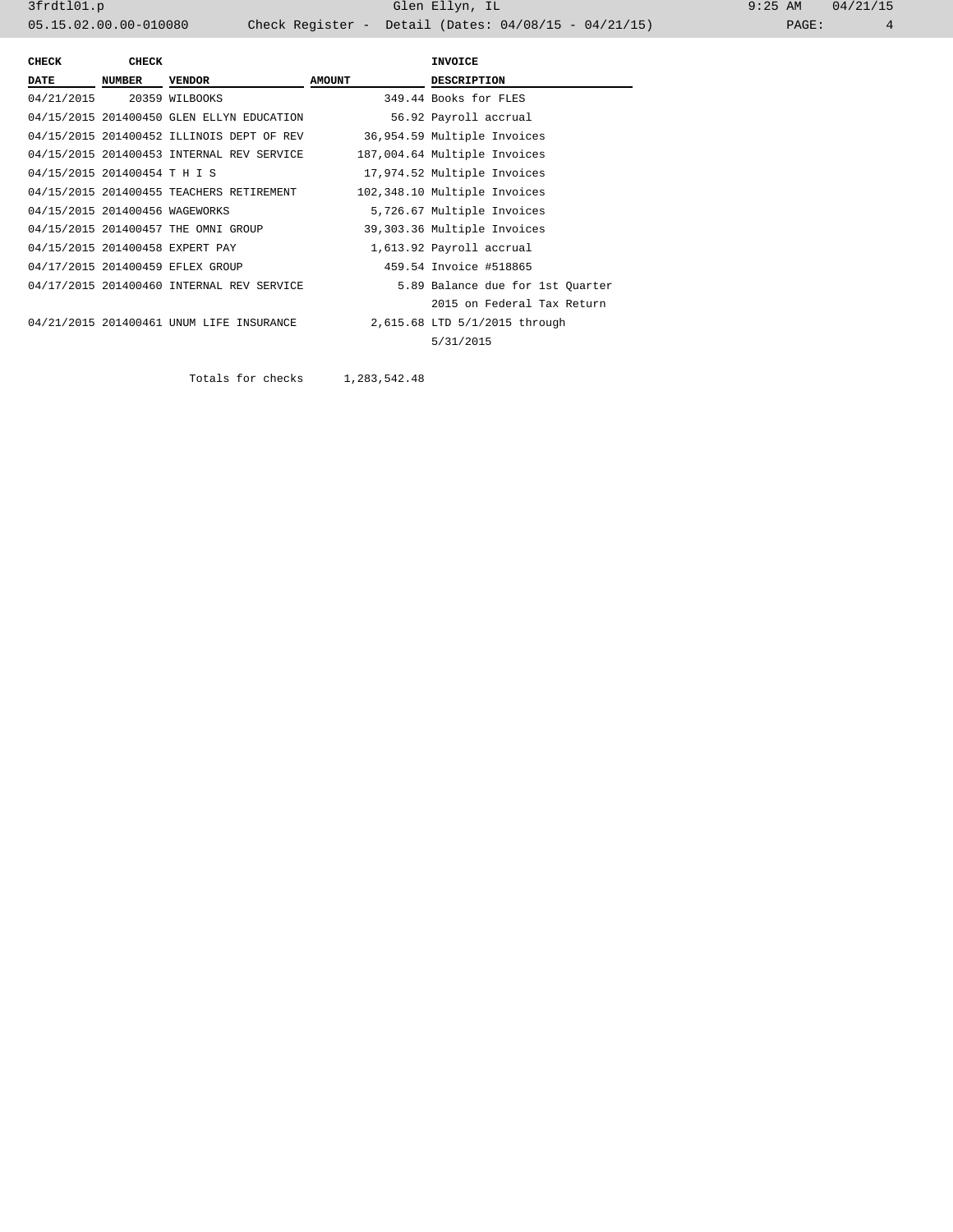| CHECK DATE | CHECK NUMBER | VENDOR | AMOUNT | INVOICE DESCRIPTION |
|---|---|---|---|---|
| 04/21/2015 | 20359 | WILBOOKS | 349.44 | Books for FLES |
| 04/15/2015 | 201400450 | GLEN ELLYN EDUCATION | 56.92 | Payroll accrual |
| 04/15/2015 | 201400452 | ILLINOIS DEPT OF REV | 36,954.59 | Multiple Invoices |
| 04/15/2015 | 201400453 | INTERNAL REV SERVICE | 187,004.64 | Multiple Invoices |
| 04/15/2015 | 201400454 | T H I S | 17,974.52 | Multiple Invoices |
| 04/15/2015 | 201400455 | TEACHERS RETIREMENT | 102,348.10 | Multiple Invoices |
| 04/15/2015 | 201400456 | WAGEWORKS | 5,726.67 | Multiple Invoices |
| 04/15/2015 | 201400457 | THE OMNI GROUP | 39,303.36 | Multiple Invoices |
| 04/15/2015 | 201400458 | EXPERT PAY | 1,613.92 | Payroll accrual |
| 04/17/2015 | 201400459 | EFLEX GROUP | 459.54 | Invoice #518865 |
| 04/17/2015 | 201400460 | INTERNAL REV SERVICE | 5.89 | Balance due for 1st Quarter 2015 on Federal Tax Return |
| 04/21/2015 | 201400461 | UNUM LIFE INSURANCE | 2,615.68 | LTD 5/1/2015 through 5/31/2015 |
| | | Totals for checks | 1,283,542.48 | |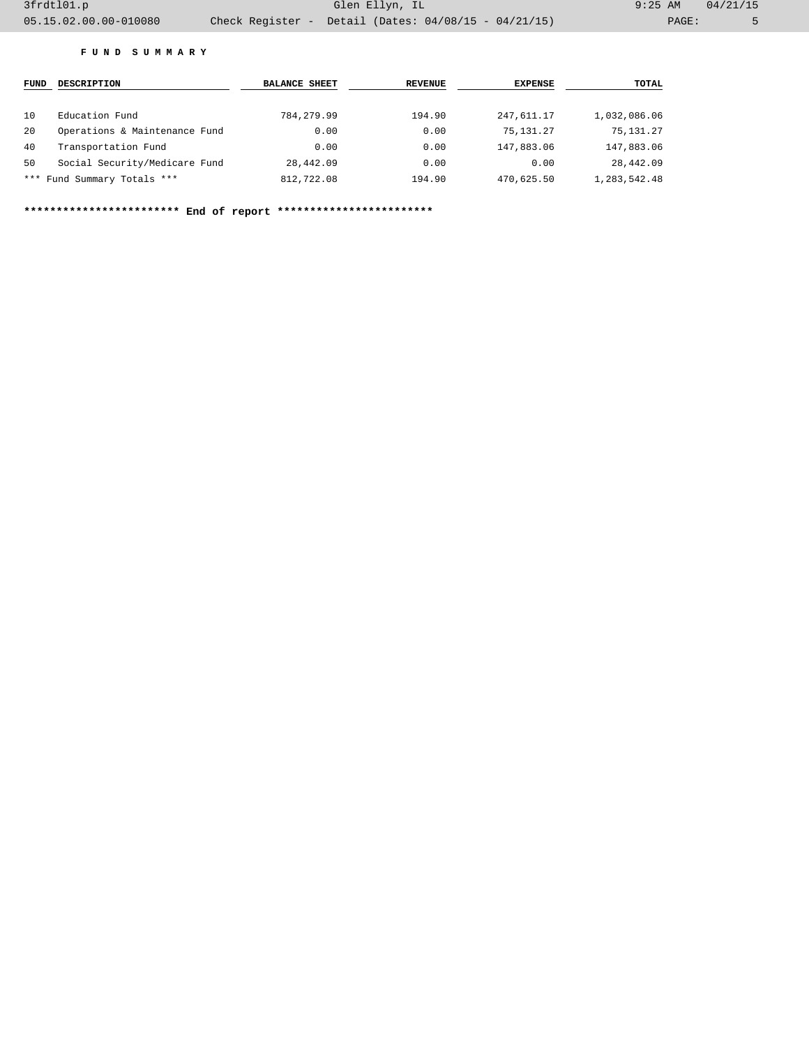**F U N D   S U M M A R Y**

| FUND | DESCRIPTION | BALANCE SHEET | REVENUE | EXPENSE | TOTAL |
|---|---|---|---|---|---|
| 10 | Education Fund | 784,279.99 | 194.90 | 247,611.17 | 1,032,086.06 |
| 20 | Operations & Maintenance Fund | 0.00 | 0.00 | 75,131.27 | 75,131.27 |
| 40 | Transportation Fund | 0.00 | 0.00 | 147,883.06 | 147,883.06 |
| 50 | Social Security/Medicare Fund | 28,442.09 | 0.00 | 0.00 | 28,442.09 |
| *** Fund Summary Totals *** | | 812,722.08 | 194.90 | 470,625.50 | 1,283,542.48 |

************************ **End of report** ************************